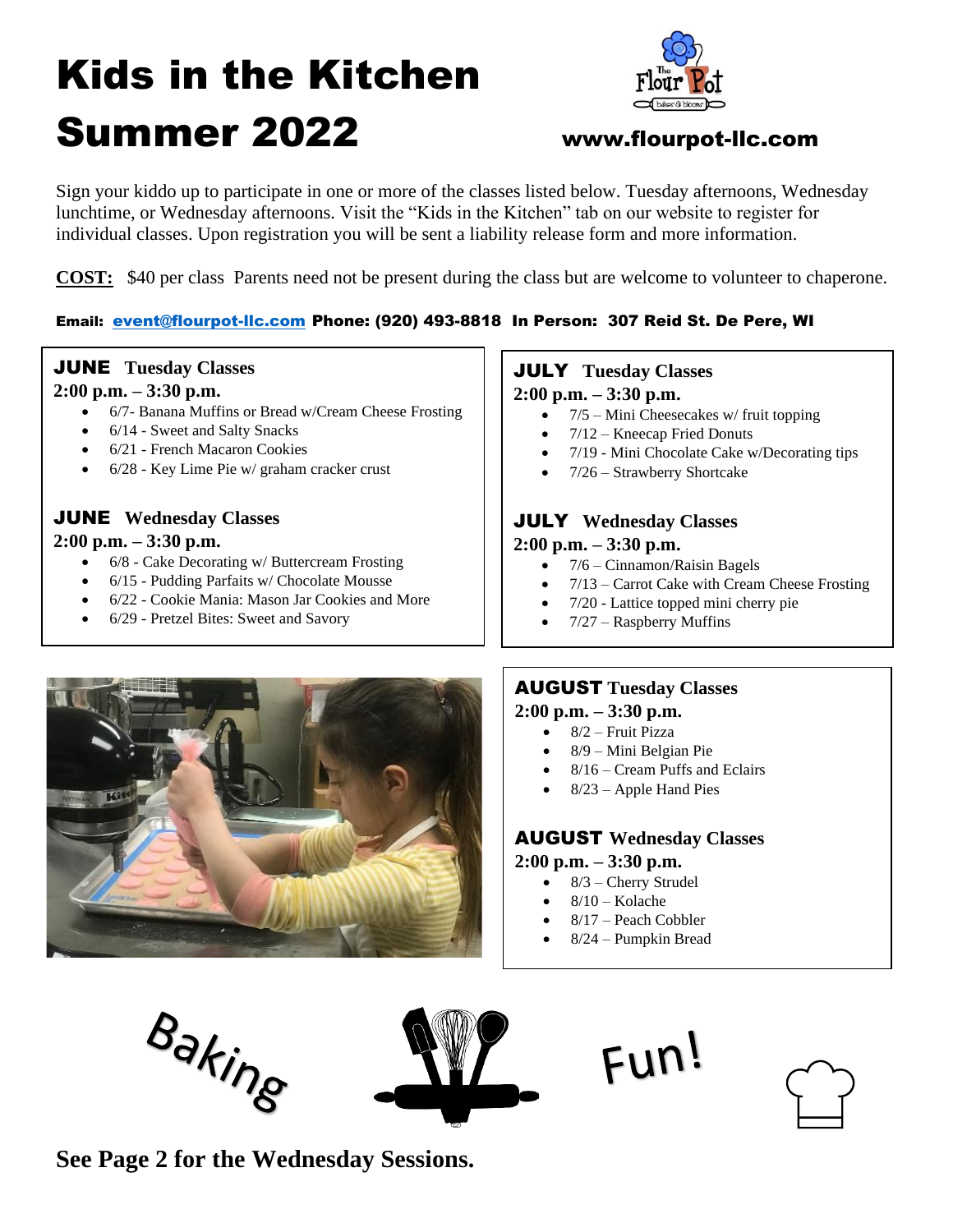# Kids in the Kitchen Summer 2022

www.flourpot-llc.com

Sign your kiddo up to participate in one or more of the classes listed below. Tuesday afternoons, Wednesday lunchtime, or Wednesday afternoons. Visit the "Kids in the Kitchen" tab on our website to register for individual classes. Upon registration you will be sent a liability release form and more information.

**COST:** $40 per class Parents need not be present during the class but are welcome to volunteer to chaperone.

**Email: event@flourpot-llc.com Phone: (920) 493-8818 In Person: 307 Reid St. De Pere, WI**

## JUNE Tuesday Classes

**2:00 p.m. – 3:30 p.m.**

- 6/7- Banana Muffins or Bread w/Cream Cheese Frosting
- 6/14 - Sweet and Salty Snacks
- 6/21 - French Macaron Cookies
- 6/28 - Key Lime Pie w/ graham cracker crust

## JUNE Wednesday Classes

**2:00 p.m. – 3:30 p.m.**

- 6/8 - Cake Decorating w/ Buttercream Frosting
- 6/15 - Pudding Parfaits w/ Chocolate Mousse
- 6/22 - Cookie Mania: Mason Jar Cookies and More
- 6/29 - Pretzel Bites: Sweet and Savory

## JULY Tuesday Classes

**2:00 p.m. – 3:30 p.m.**

- 7/5 – Mini Cheesecakes w/ fruit topping
- 7/12 – Kneecap Fried Donuts
- 7/19 - Mini Chocolate Cake w/Decorating tips
- 7/26 – Strawberry Shortcake

## JULY Wednesday Classes

**2:00 p.m. – 3:30 p.m.**

- 7/6 – Cinnamon/Raisin Bagels
- 7/13 – Carrot Cake with Cream Cheese Frosting
- 7/20 - Lattice topped mini cherry pie
- 7/27 – Raspberry Muffins

## AUGUST Tuesday Classes

**2:00 p.m. – 3:30 p.m.**

- 8/2 – Fruit Pizza
- 8/9 – Mini Belgian Pie
- 8/16 – Cream Puffs and Eclairs
- 8/23 – Apple Hand Pies

## AUGUST Wednesday Classes

**2:00 p.m. – 3:30 p.m.**

- 8/3 – Cherry Strudel
- 8/10 – Kolache
- 8/17 – Peach Cobbler
- 8/24 – Pumpkin Bread

Baking Fun!

**See Page 2 for the Wednesday Sessions.**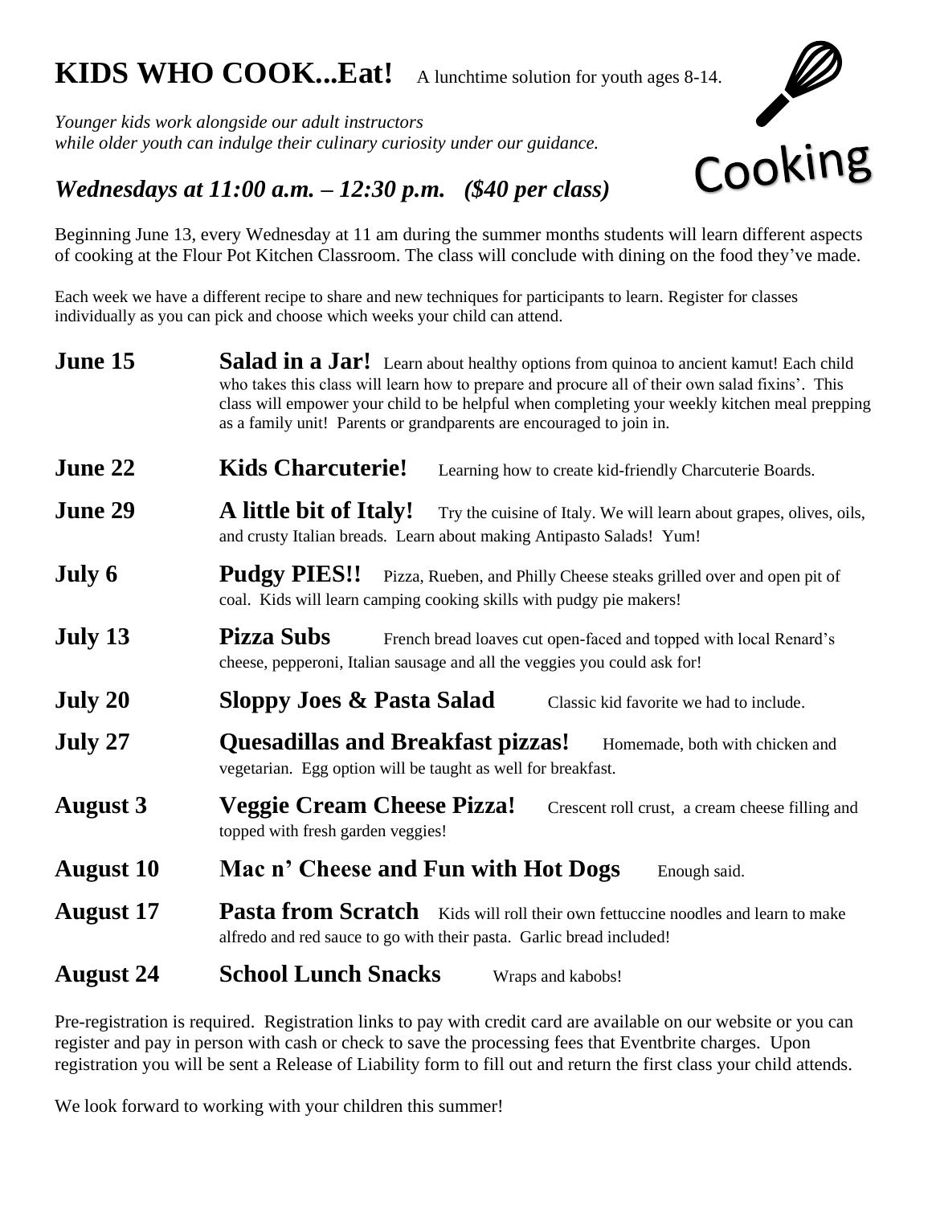# KIDS WHO COOK...Eat! A lunchtime solution for youth ages 8-14.

*Younger kids work alongside our adult instructors while older youth can indulge their culinary curiosity under our guidance.*

Cooking

## *Wednesdays at 11:00 a.m. – 12:30 p.m. ($40 per class)*

Beginning June 13, every Wednesday at 11 am during the summer months students will learn different aspects of cooking at the Flour Pot Kitchen Classroom. The class will conclude with dining on the food they've made.

Each week we have a different recipe to share and new techniques for participants to learn. Register for classes individually as you can pick and choose which weeks your child can attend.

**June 15** — **Salad in a Jar!** Learn about healthy options from quinoa to ancient kamut! Each child who takes this class will learn how to prepare and procure all of their own salad fixins'. This class will empower your child to be helpful when completing your weekly kitchen meal prepping as a family unit! Parents or grandparents are encouraged to join in.

**June 22** — **Kids Charcuterie!** Learning how to create kid-friendly Charcuterie Boards.

**June 29** — **A little bit of Italy!** Try the cuisine of Italy. We will learn about grapes, olives, oils, and crusty Italian breads. Learn about making Antipasto Salads! Yum!

**July 6** — **Pudgy PIES!!** Pizza, Rueben, and Philly Cheese steaks grilled over and open pit of coal. Kids will learn camping cooking skills with pudgy pie makers!

**July 13** — **Pizza Subs** French bread loaves cut open-faced and topped with local Renard's cheese, pepperoni, Italian sausage and all the veggies you could ask for!

**July 20** — **Sloppy Joes & Pasta Salad** Classic kid favorite we had to include.

**July 27** — **Quesadillas and Breakfast pizzas!** Homemade, both with chicken and vegetarian. Egg option will be taught as well for breakfast.

**August 3** — **Veggie Cream Cheese Pizza!** Crescent roll crust, a cream cheese filling and topped with fresh garden veggies!

**August 10** — **Mac n' Cheese and Fun with Hot Dogs** Enough said.

**August 17** — **Pasta from Scratch** Kids will roll their own fettuccine noodles and learn to make alfredo and red sauce to go with their pasta. Garlic bread included!

**August 24** — **School Lunch Snacks** Wraps and kabobs!

Pre-registration is required. Registration links to pay with credit card are available on our website or you can register and pay in person with cash or check to save the processing fees that Eventbrite charges. Upon registration you will be sent a Release of Liability form to fill out and return the first class your child attends.

We look forward to working with your children this summer!